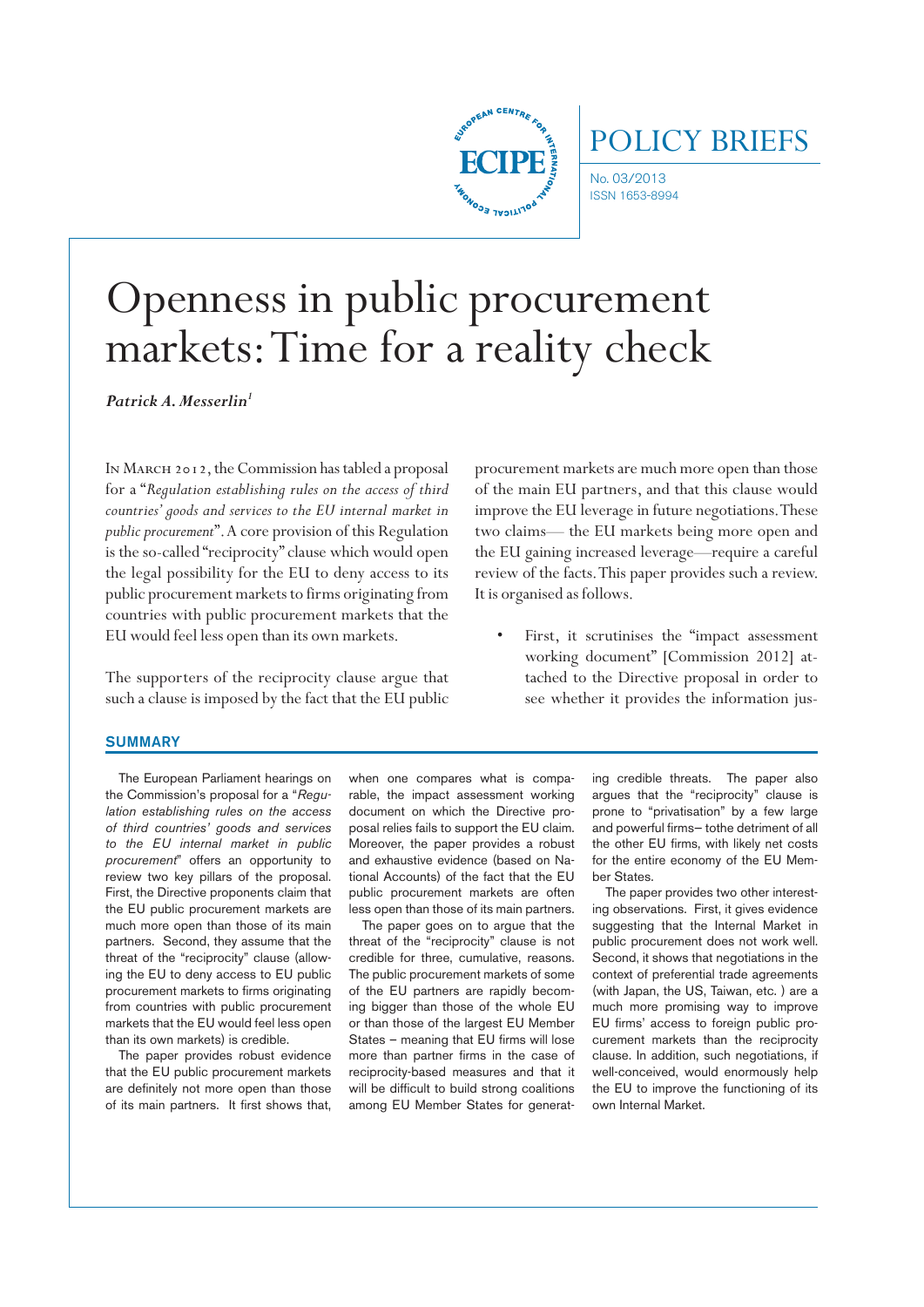ECIPE

# POLICY BRIEFS

No. 03/2013
ISSN 1653-8994

# Openness in public procurement markets: Time for a reality check

***Patrick A. Messerlin[1]***

In March 2012, the Commission has tabled a proposal for a "*Regulation establishing rules on the access of third countries' goods and services to the EU internal market in public procurement*". A core provision of this Regulation is the so-called "reciprocity" clause which would open the legal possibility for the EU to deny access to its public procurement markets to firms originating from countries with public procurement markets that the EU would feel less open than its own markets.

The supporters of the reciprocity clause argue that such a clause is imposed by the fact that the EU public procurement markets are much more open than those of the main EU partners, and that this clause would improve the EU leverage in future negotiations. These two claims— the EU markets being more open and the EU gaining increased leverage—require a careful review of the facts. This paper provides such a review. It is organised as follows.

- First, it scrutinises the "impact assessment working document" [Commission 2012] attached to the Directive proposal in order to see whether it provides the information jus-

## SUMMARY

The European Parliament hearings on the Commission's proposal for a "*Regulation establishing rules on the access of third countries' goods and services to the EU internal market in public procurement*" offers an opportunity to review two key pillars of the proposal. First, the Directive proponents claim that the EU public procurement markets are much more open than those of its main partners. Second, they assume that the threat of the "reciprocity" clause (allowing the EU to deny access to EU public procurement markets to firms originating from countries with public procurement markets that the EU would feel less open than its own markets) is credible.

The paper provides robust evidence that the EU public procurement markets are definitely not more open than those of its main partners. It first shows that, when one compares what is comparable, the impact assessment working document on which the Directive proposal relies fails to support the EU claim. Moreover, the paper provides a robust and exhaustive evidence (based on National Accounts) of the fact that the EU public procurement markets are often less open than those of its main partners.

The paper goes on to argue that the threat of the "reciprocity" clause is not credible for three, cumulative, reasons. The public procurement markets of some of the EU partners are rapidly becoming bigger than those of the whole EU or than those of the largest EU Member States – meaning that EU firms will lose more than partner firms in the case of reciprocity-based measures and that it will be difficult to build strong coalitions among EU Member States for generating credible threats. The paper also argues that the "reciprocity" clause is prone to "privatisation" by a few large and powerful firms– tothe detriment of all the other EU firms, with likely net costs for the entire economy of the EU Member States.

The paper provides two other interesting observations. First, it gives evidence suggesting that the Internal Market in public procurement does not work well. Second, it shows that negotiations in the context of preferential trade agreements (with Japan, the US, Taiwan, etc. ) are a much more promising way to improve EU firms' access to foreign public procurement markets than the reciprocity clause. In addition, such negotiations, if well-conceived, would enormously help the EU to improve the functioning of its own Internal Market.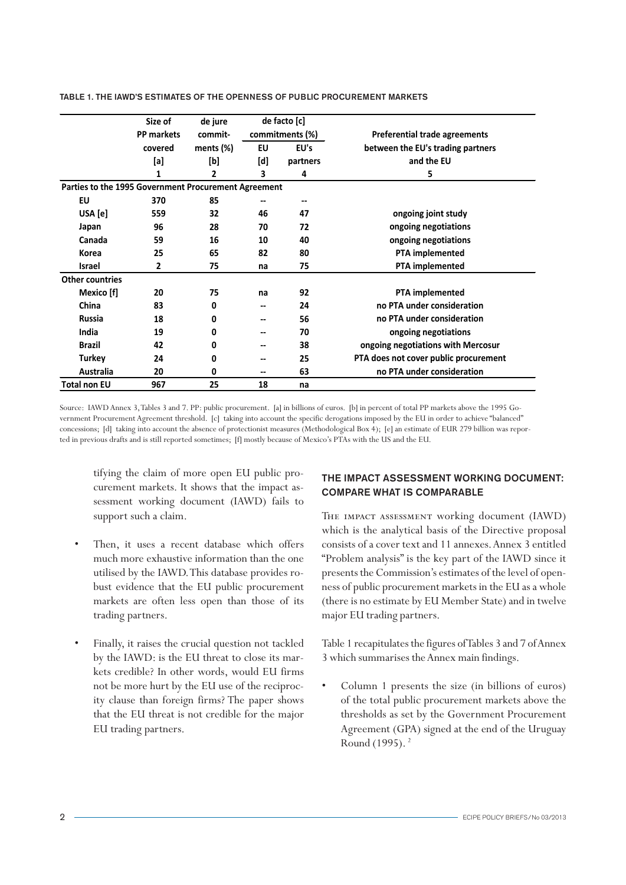TABLE 1. THE IAWD'S ESTIMATES OF THE OPENNESS OF PUBLIC PROCUREMENT MARKETS

| | Size of PP markets covered [a] | de jure commit-ments (%) [b] | de facto [c] commitments (%) | | Preferential trade agreements between the EU's trading partners and the EU |
|---|---|---|---|---|---|
| | | | EU [d] | EU's partners | |
| | 1 | 2 | 3 | 4 | 5 |
| **Parties to the 1995 Government Procurement Agreement** | | | | | |
| EU | 370 | 85 | -- | -- | |
| USA [e] | 559 | 32 | 46 | 47 | ongoing joint study |
| Japan | 96 | 28 | 70 | 72 | ongoing negotiations |
| Canada | 59 | 16 | 10 | 40 | ongoing negotiations |
| Korea | 25 | 65 | 82 | 80 | PTA implemented |
| Israel | 2 | 75 | na | 75 | PTA implemented |
| **Other countries** | | | | | |
| Mexico [f] | 20 | 75 | na | 92 | PTA implemented |
| China | 83 | 0 | -- | 24 | no PTA under consideration |
| Russia | 18 | 0 | -- | 56 | no PTA under consideration |
| India | 19 | 0 | -- | 70 | ongoing negotiations |
| Brazil | 42 | 0 | -- | 38 | ongoing negotiations with Mercosur |
| Turkey | 24 | 0 | -- | 25 | PTA does not cover public procurement |
| Australia | 20 | 0 | -- | 63 | no PTA under consideration |
| **Total non EU** | 967 | 25 | 18 | na | |

Source: IAWD Annex 3, Tables 3 and 7. PP: public procurement. [a] in billions of euros. [b] in percent of total PP markets above the 1995 Government Procurement Agreement threshold. [c] taking into account the specific derogations imposed by the EU in order to achieve "balanced" concessions; [d] taking into account the absence of protectionist measures (Methodological Box 4); [e] an estimate of EUR 279 billion was reported in previous drafts and is still reported sometimes; [f] mostly because of Mexico's PTAs with the US and the EU.

tifying the claim of more open EU public procurement markets. It shows that the impact assessment working document (IAWD) fails to support such a claim.

- Then, it uses a recent database which offers much more exhaustive information than the one utilised by the IAWD. This database provides robust evidence that the EU public procurement markets are often less open than those of its trading partners.

- Finally, it raises the crucial question not tackled by the IAWD: is the EU threat to close its markets credible? In other words, would EU firms not be more hurt by the EU use of the reciprocity clause than foreign firms? The paper shows that the EU threat is not credible for the major EU trading partners.

## THE IMPACT ASSESSMENT WORKING DOCUMENT: COMPARE WHAT IS COMPARABLE

The impact assessment working document (IAWD) which is the analytical basis of the Directive proposal consists of a cover text and 11 annexes. Annex 3 entitled "Problem analysis" is the key part of the IAWD since it presents the Commission's estimates of the level of openness of public procurement markets in the EU as a whole (there is no estimate by EU Member State) and in twelve major EU trading partners.

Table 1 recapitulates the figures of Tables 3 and 7 of Annex 3 which summarises the Annex main findings.

- Column 1 presents the size (in billions of euros) of the total public procurement markets above the thresholds as set by the Government Procurement Agreement (GPA) signed at the end of the Uruguay Round (1995). [2]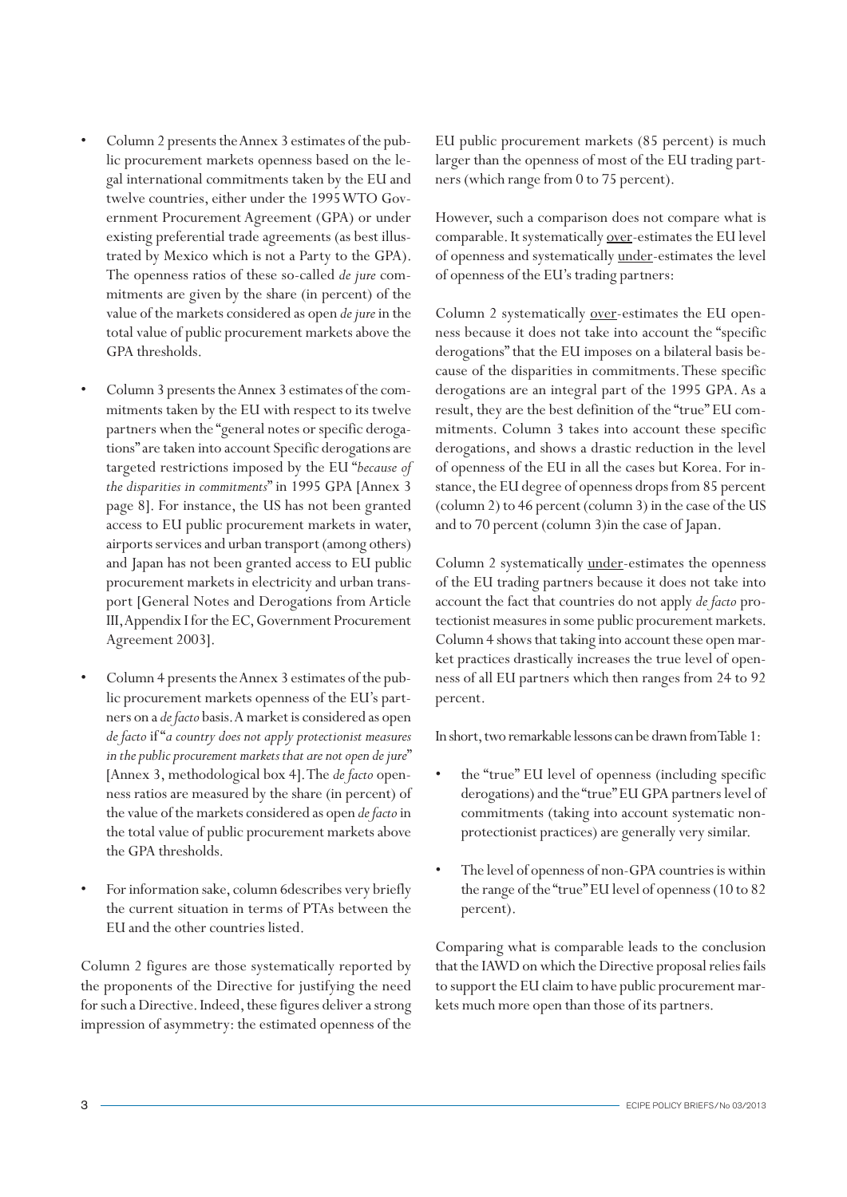- Column 2 presents the Annex 3 estimates of the public procurement markets openness based on the legal international commitments taken by the EU and twelve countries, either under the 1995 WTO Government Procurement Agreement (GPA) or under existing preferential trade agreements (as best illustrated by Mexico which is not a Party to the GPA). The openness ratios of these so-called *de jure* commitments are given by the share (in percent) of the value of the markets considered as open *de jure* in the total value of public procurement markets above the GPA thresholds.

- Column 3 presents the Annex 3 estimates of the commitments taken by the EU with respect to its twelve partners when the "general notes or specific derogations" are taken into account Specific derogations are targeted restrictions imposed by the EU "*because of the disparities in commitments*" in 1995 GPA [Annex 3 page 8]. For instance, the US has not been granted access to EU public procurement markets in water, airports services and urban transport (among others) and Japan has not been granted access to EU public procurement markets in electricity and urban transport [General Notes and Derogations from Article III, Appendix I for the EC, Government Procurement Agreement 2003].

- Column 4 presents the Annex 3 estimates of the public procurement markets openness of the EU's partners on a *de facto* basis. A market is considered as open *de facto* if "*a country does not apply protectionist measures in the public procurement markets that are not open de jure*" [Annex 3, methodological box 4]. The *de facto* openness ratios are measured by the share (in percent) of the value of the markets considered as open *de facto* in the total value of public procurement markets above the GPA thresholds.

- For information sake, column 6describes very briefly the current situation in terms of PTAs between the EU and the other countries listed.

Column 2 figures are those systematically reported by the proponents of the Directive for justifying the need for such a Directive. Indeed, these figures deliver a strong impression of asymmetry: the estimated openness of the EU public procurement markets (85 percent) is much larger than the openness of most of the EU trading partners (which range from 0 to 75 percent).

However, such a comparison does not compare what is comparable. It systematically over-estimates the EU level of openness and systematically under-estimates the level of openness of the EU's trading partners:

Column 2 systematically over-estimates the EU openness because it does not take into account the "specific derogations" that the EU imposes on a bilateral basis because of the disparities in commitments. These specific derogations are an integral part of the 1995 GPA. As a result, they are the best definition of the "true" EU commitments. Column 3 takes into account these specific derogations, and shows a drastic reduction in the level of openness of the EU in all the cases but Korea. For instance, the EU degree of openness drops from 85 percent (column 2) to 46 percent (column 3) in the case of the US and to 70 percent (column 3)in the case of Japan.

Column 2 systematically under-estimates the openness of the EU trading partners because it does not take into account the fact that countries do not apply *de facto* protectionist measures in some public procurement markets. Column 4 shows that taking into account these open market practices drastically increases the true level of openness of all EU partners which then ranges from 24 to 92 percent.

In short, two remarkable lessons can be drawn from Table 1:

- the "true" EU level of openness (including specific derogations) and the "true" EU GPA partners level of commitments (taking into account systematic non-protectionist practices) are generally very similar.

- The level of openness of non-GPA countries is within the range of the "true" EU level of openness (10 to 82 percent).

Comparing what is comparable leads to the conclusion that the IAWD on which the Directive proposal relies fails to support the EU claim to have public procurement markets much more open than those of its partners.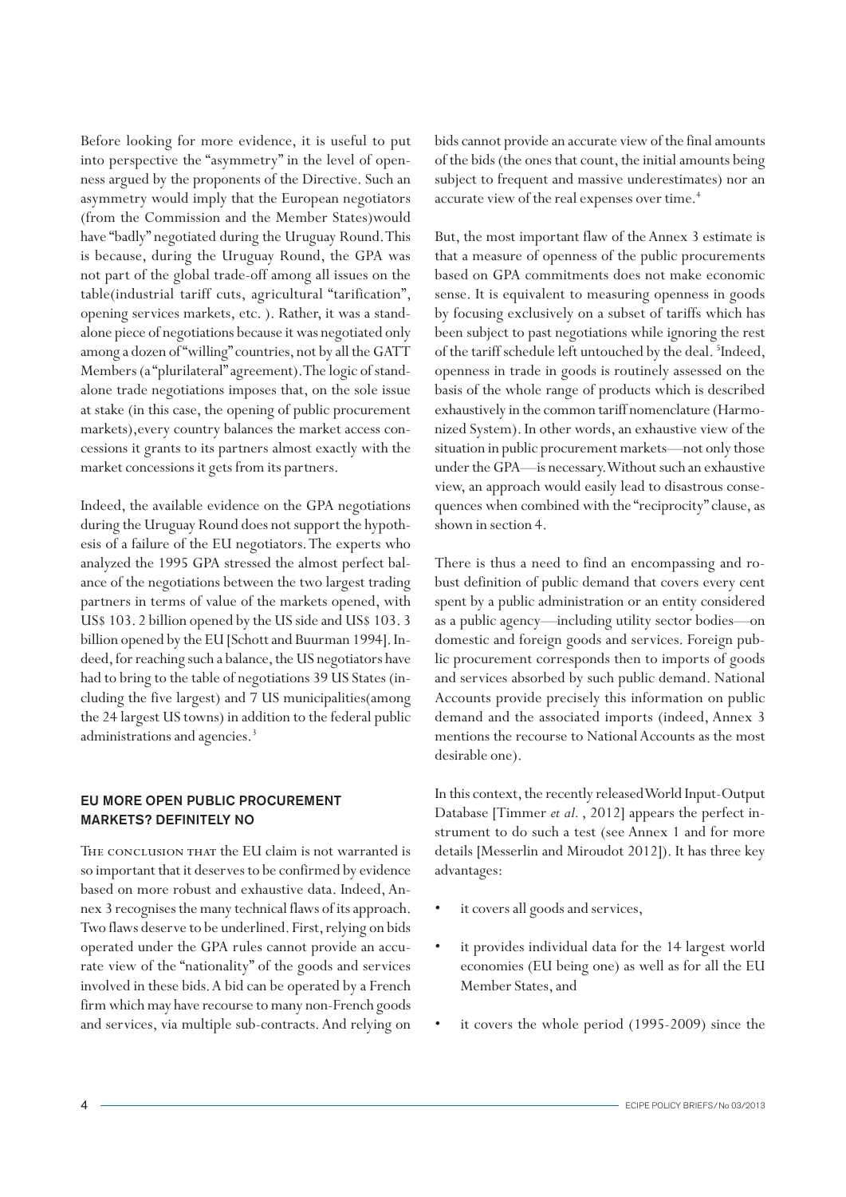Before looking for more evidence, it is useful to put into perspective the "asymmetry" in the level of openness argued by the proponents of the Directive. Such an asymmetry would imply that the European negotiators (from the Commission and the Member States)would have "badly" negotiated during the Uruguay Round. This is because, during the Uruguay Round, the GPA was not part of the global trade-off among all issues on the table(industrial tariff cuts, agricultural "tarification", opening services markets, etc. ). Rather, it was a stand-alone piece of negotiations because it was negotiated only among a dozen of "willing" countries, not by all the GATT Members (a "plurilateral" agreement). The logic of stand-alone trade negotiations imposes that, on the sole issue at stake (in this case, the opening of public procurement markets),every country balances the market access concessions it grants to its partners almost exactly with the market concessions it gets from its partners.

Indeed, the available evidence on the GPA negotiations during the Uruguay Round does not support the hypothesis of a failure of the EU negotiators. The experts who analyzed the 1995 GPA stressed the almost perfect balance of the negotiations between the two largest trading partners in terms of value of the markets opened, with US$ 103. 2 billion opened by the US side and US$ 103. 3 billion opened by the EU [Schott and Buurman 1994]. Indeed, for reaching such a balance, the US negotiators have had to bring to the table of negotiations 39 US States (including the five largest) and 7 US municipalities(among the 24 largest US towns) in addition to the federal public administrations and agencies.[3]

## EU MORE OPEN PUBLIC PROCUREMENT MARKETS? DEFINITELY NO

The conclusion that the EU claim is not warranted is so important that it deserves to be confirmed by evidence based on more robust and exhaustive data. Indeed, Annex 3 recognises the many technical flaws of its approach. Two flaws deserve to be underlined. First, relying on bids operated under the GPA rules cannot provide an accurate view of the "nationality" of the goods and services involved in these bids. A bid can be operated by a French firm which may have recourse to many non-French goods and services, via multiple sub-contracts. And relying on bids cannot provide an accurate view of the final amounts of the bids (the ones that count, the initial amounts being subject to frequent and massive underestimates) nor an accurate view of the real expenses over time.[4]

But, the most important flaw of the Annex 3 estimate is that a measure of openness of the public procurements based on GPA commitments does not make economic sense. It is equivalent to measuring openness in goods by focusing exclusively on a subset of tariffs which has been subject to past negotiations while ignoring the rest of the tariff schedule left untouched by the deal. [5]Indeed, openness in trade in goods is routinely assessed on the basis of the whole range of products which is described exhaustively in the common tariff nomenclature (Harmonized System). In other words, an exhaustive view of the situation in public procurement markets—not only those under the GPA—is necessary. Without such an exhaustive view, an approach would easily lead to disastrous consequences when combined with the "reciprocity" clause, as shown in section 4.

There is thus a need to find an encompassing and robust definition of public demand that covers every cent spent by a public administration or an entity considered as a public agency—including utility sector bodies—on domestic and foreign goods and services. Foreign public procurement corresponds then to imports of goods and services absorbed by such public demand. National Accounts provide precisely this information on public demand and the associated imports (indeed, Annex 3 mentions the recourse to National Accounts as the most desirable one).

In this context, the recently released World Input-Output Database [Timmer *et al.* , 2012] appears the perfect instrument to do such a test (see Annex 1 and for more details [Messerlin and Miroudot 2012]). It has three key advantages:

- it covers all goods and services,
- it provides individual data for the 14 largest world economies (EU being one) as well as for all the EU Member States, and
- it covers the whole period (1995-2009) since the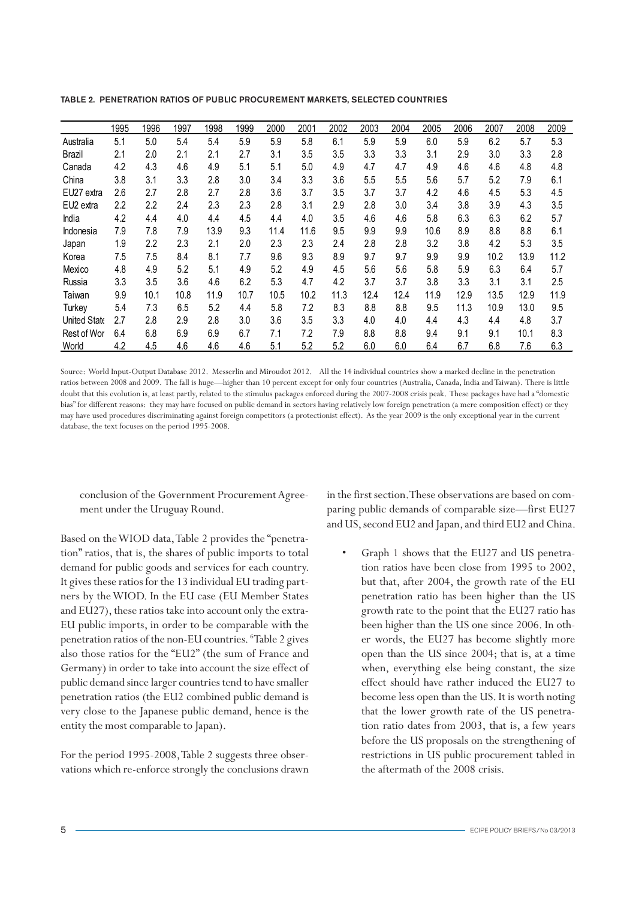**TABLE 2. PENETRATION RATIOS OF PUBLIC PROCUREMENT MARKETS, SELECTED COUNTRIES**

| | 1995 | 1996 | 1997 | 1998 | 1999 | 2000 | 2001 | 2002 | 2003 | 2004 | 2005 | 2006 | 2007 | 2008 | 2009 |
|---|---|---|---|---|---|---|---|---|---|---|---|---|---|---|---|
| Australia | 5.1 | 5.0 | 5.4 | 5.4 | 5.9 | 5.9 | 5.8 | 6.1 | 5.9 | 5.9 | 6.0 | 5.9 | 6.2 | 5.7 | 5.3 |
| Brazil | 2.1 | 2.0 | 2.1 | 2.1 | 2.7 | 3.1 | 3.5 | 3.5 | 3.3 | 3.3 | 3.1 | 2.9 | 3.0 | 3.3 | 2.8 |
| Canada | 4.2 | 4.3 | 4.6 | 4.9 | 5.1 | 5.1 | 5.0 | 4.9 | 4.7 | 4.7 | 4.9 | 4.6 | 4.6 | 4.8 | 4.8 |
| China | 3.8 | 3.1 | 3.3 | 2.8 | 3.0 | 3.4 | 3.3 | 3.6 | 5.5 | 5.5 | 5.6 | 5.7 | 5.2 | 7.9 | 6.1 |
| EU27 extra | 2.6 | 2.7 | 2.8 | 2.7 | 2.8 | 3.6 | 3.7 | 3.5 | 3.7 | 3.7 | 4.2 | 4.6 | 4.5 | 5.3 | 4.5 |
| EU2 extra | 2.2 | 2.2 | 2.4 | 2.3 | 2.3 | 2.8 | 3.1 | 2.9 | 2.8 | 3.0 | 3.4 | 3.8 | 3.9 | 4.3 | 3.5 |
| India | 4.2 | 4.4 | 4.0 | 4.4 | 4.5 | 4.4 | 4.0 | 3.5 | 4.6 | 4.6 | 5.8 | 6.3 | 6.3 | 6.2 | 5.7 |
| Indonesia | 7.9 | 7.8 | 7.9 | 13.9 | 9.3 | 11.4 | 11.6 | 9.5 | 9.9 | 9.9 | 10.6 | 8.9 | 8.8 | 8.8 | 6.1 |
| Japan | 1.9 | 2.2 | 2.3 | 2.1 | 2.0 | 2.3 | 2.3 | 2.4 | 2.8 | 2.8 | 3.2 | 3.8 | 4.2 | 5.3 | 3.5 |
| Korea | 7.5 | 7.5 | 8.4 | 8.1 | 7.7 | 9.6 | 9.3 | 8.9 | 9.7 | 9.7 | 9.9 | 9.9 | 10.2 | 13.9 | 11.2 |
| Mexico | 4.8 | 4.9 | 5.2 | 5.1 | 4.9 | 5.2 | 4.9 | 4.5 | 5.6 | 5.6 | 5.8 | 5.9 | 6.3 | 6.4 | 5.7 |
| Russia | 3.3 | 3.5 | 3.6 | 4.6 | 6.2 | 5.3 | 4.7 | 4.2 | 3.7 | 3.7 | 3.8 | 3.3 | 3.1 | 3.1 | 2.5 |
| Taiwan | 9.9 | 10.1 | 10.8 | 11.9 | 10.7 | 10.5 | 10.2 | 11.3 | 12.4 | 12.4 | 11.9 | 12.9 | 13.5 | 12.9 | 11.9 |
| Turkey | 5.4 | 7.3 | 6.5 | 5.2 | 4.4 | 5.8 | 7.2 | 8.3 | 8.8 | 8.8 | 9.5 | 11.3 | 10.9 | 13.0 | 9.5 |
| United State | 2.7 | 2.8 | 2.9 | 2.8 | 3.0 | 3.6 | 3.5 | 3.3 | 4.0 | 4.0 | 4.4 | 4.3 | 4.4 | 4.8 | 3.7 |
| Rest of Wor | 6.4 | 6.8 | 6.9 | 6.9 | 6.7 | 7.1 | 7.2 | 7.9 | 8.8 | 8.8 | 9.4 | 9.1 | 9.1 | 10.1 | 8.3 |
| World | 4.2 | 4.5 | 4.6 | 4.6 | 4.6 | 5.1 | 5.2 | 5.2 | 6.0 | 6.0 | 6.4 | 6.7 | 6.8 | 7.6 | 6.3 |

Source: World Input-Output Database 2012. Messerlin and Miroudot 2012. All the 14 individual countries show a marked decline in the penetration ratios between 2008 and 2009. The fall is huge—higher than 10 percent except for only four countries (Australia, Canada, India and Taiwan). There is little doubt that this evolution is, at least partly, related to the stimulus packages enforced during the 2007-2008 crisis peak. These packages have had a "domestic bias" for different reasons: they may have focused on public demand in sectors having relatively low foreign penetration (a mere composition effect) or they may have used procedures discriminating against foreign competitors (a protectionist effect). As the year 2009 is the only exceptional year in the current database, the text focuses on the period 1995-2008.

conclusion of the Government Procurement Agreement under the Uruguay Round.

Based on the WIOD data, Table 2 provides the "penetration" ratios, that is, the shares of public imports to total demand for public goods and services for each country. It gives these ratios for the 13 individual EU trading partners by the WIOD. In the EU case (EU Member States and EU27), these ratios take into account only the extra-EU public imports, in order to be comparable with the penetration ratios of the non-EU countries. [6]Table 2 gives also those ratios for the "EU2" (the sum of France and Germany) in order to take into account the size effect of public demand since larger countries tend to have smaller penetration ratios (the EU2 combined public demand is very close to the Japanese public demand, hence is the entity the most comparable to Japan).

For the period 1995-2008, Table 2 suggests three observations which re-enforce strongly the conclusions drawn in the first section. These observations are based on comparing public demands of comparable size—first EU27 and US, second EU2 and Japan, and third EU2 and China.

- Graph 1 shows that the EU27 and US penetration ratios have been close from 1995 to 2002, but that, after 2004, the growth rate of the EU penetration ratio has been higher than the US growth rate to the point that the EU27 ratio has been higher than the US one since 2006. In other words, the EU27 has become slightly more open than the US since 2004; that is, at a time when, everything else being constant, the size effect should have rather induced the EU27 to become less open than the US. It is worth noting that the lower growth rate of the US penetration ratio dates from 2003, that is, a few years before the US proposals on the strengthening of restrictions in US public procurement tabled in the aftermath of the 2008 crisis.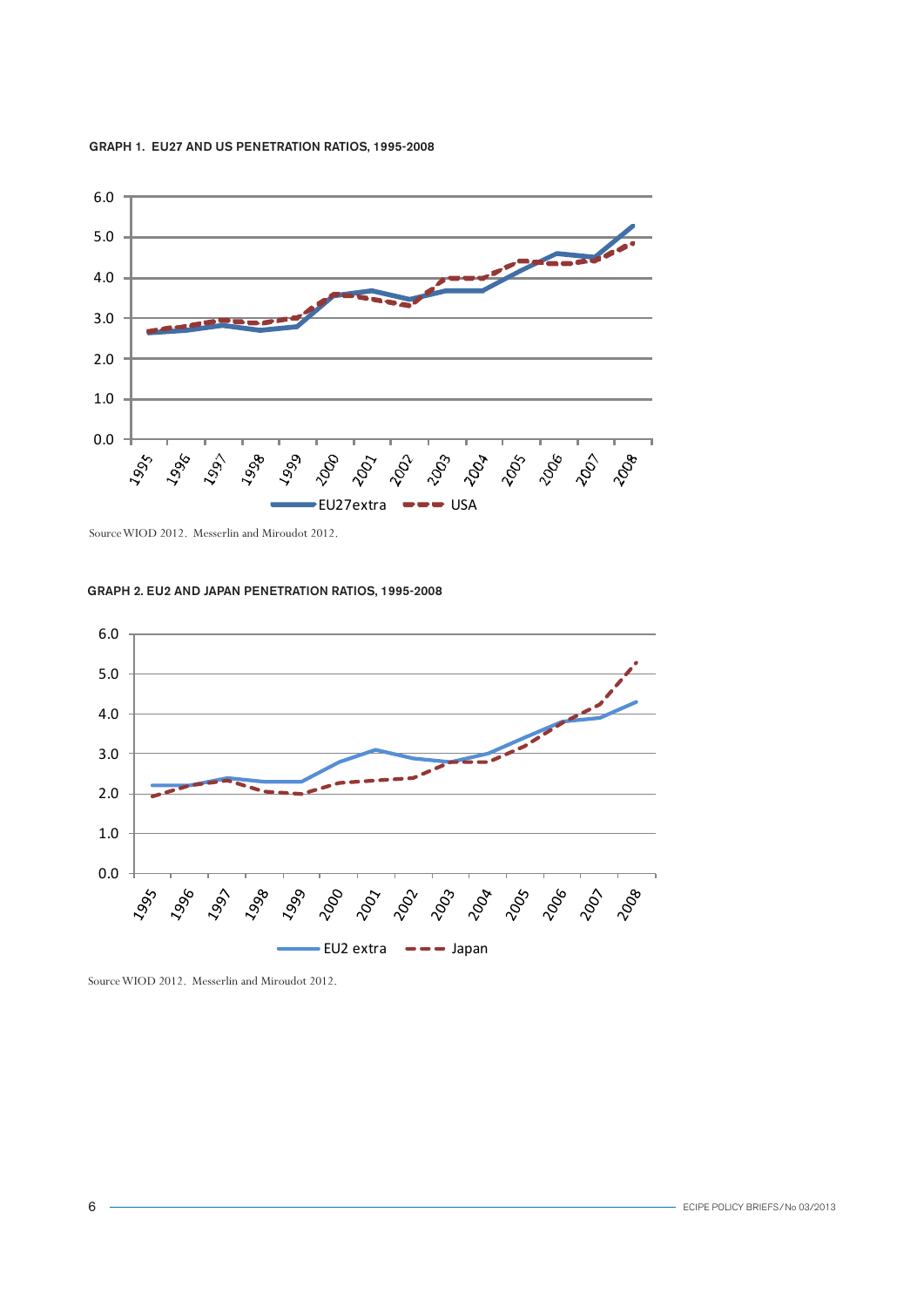**GRAPH 1. EU27 AND US PENETRATION RATIOS, 1995-2008**

Source WIOD 2012. Messerlin and Miroudot 2012.

**GRAPH 2. EU2 AND JAPAN PENETRATION RATIOS, 1995-2008**

Source WIOD 2012. Messerlin and Miroudot 2012.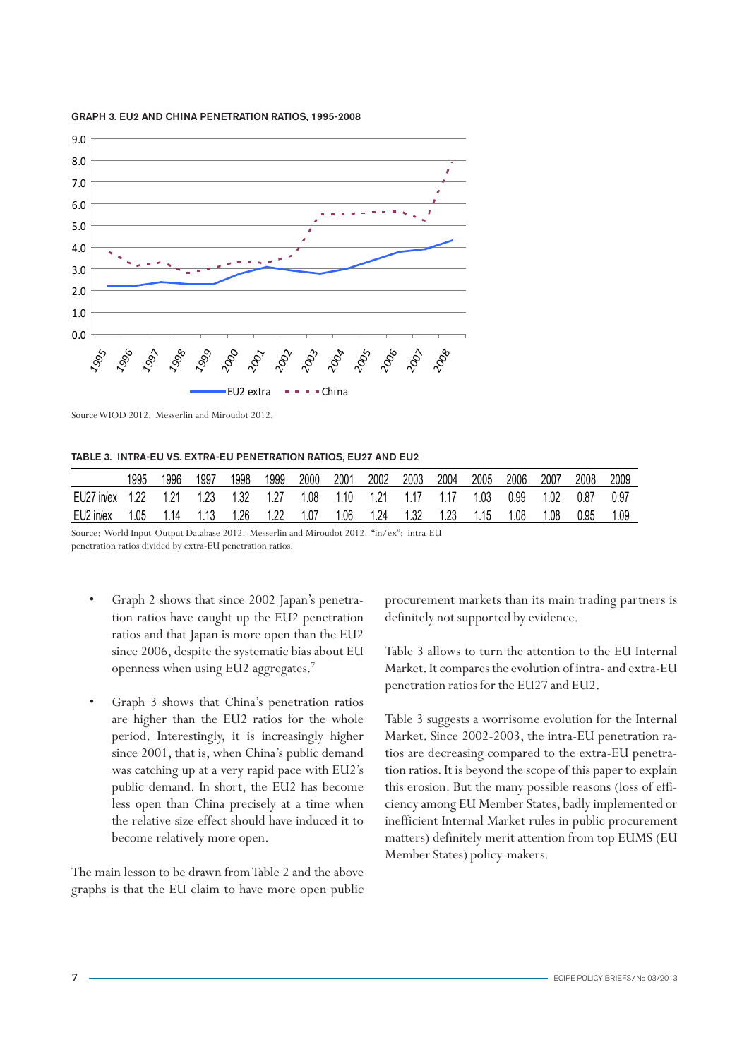GRAPH 3. EU2 AND CHINA PENETRATION RATIOS, 1995-2008

Source WIOD 2012. Messerlin and Miroudot 2012.

TABLE 3. INTRA-EU VS. EXTRA-EU PENETRATION RATIOS, EU27 AND EU2

| | 1995 | 1996 | 1997 | 1998 | 1999 | 2000 | 2001 | 2002 | 2003 | 2004 | 2005 | 2006 | 2007 | 2008 | 2009 |
|---|---|---|---|---|---|---|---|---|---|---|---|---|---|---|---|
| EU27 in/ex | 1.22 | 1.21 | 1.23 | 1.32 | 1.27 | 1.08 | 1.10 | 1.21 | 1.17 | 1.17 | 1.03 | 0.99 | 1.02 | 0.87 | 0.97 |
| EU2 in/ex | 1.05 | 1.14 | 1.13 | 1.26 | 1.22 | 1.07 | 1.06 | 1.24 | 1.32 | 1.23 | 1.15 | 1.08 | 1.08 | 0.95 | 1.09 |

Source: World Input-Output Database 2012. Messerlin and Miroudot 2012. "in/ex": intra-EU penetration ratios divided by extra-EU penetration ratios.

- Graph 2 shows that since 2002 Japan's penetration ratios have caught up the EU2 penetration ratios and that Japan is more open than the EU2 since 2006, despite the systematic bias about EU openness when using EU2 aggregates.[7]

- Graph 3 shows that China's penetration ratios are higher than the EU2 ratios for the whole period. Interestingly, it is increasingly higher since 2001, that is, when China's public demand was catching up at a very rapid pace with EU2's public demand. In short, the EU2 has become less open than China precisely at a time when the relative size effect should have induced it to become relatively more open.

The main lesson to be drawn from Table 2 and the above graphs is that the EU claim to have more open public procurement markets than its main trading partners is definitely not supported by evidence.

Table 3 allows to turn the attention to the EU Internal Market. It compares the evolution of intra- and extra-EU penetration ratios for the EU27 and EU2.

Table 3 suggests a worrisome evolution for the Internal Market. Since 2002-2003, the intra-EU penetration ratios are decreasing compared to the extra-EU penetration ratios. It is beyond the scope of this paper to explain this erosion. But the many possible reasons (loss of efficiency among EU Member States, badly implemented or inefficient Internal Market rules in public procurement matters) definitely merit attention from top EUMS (EU Member States) policy-makers.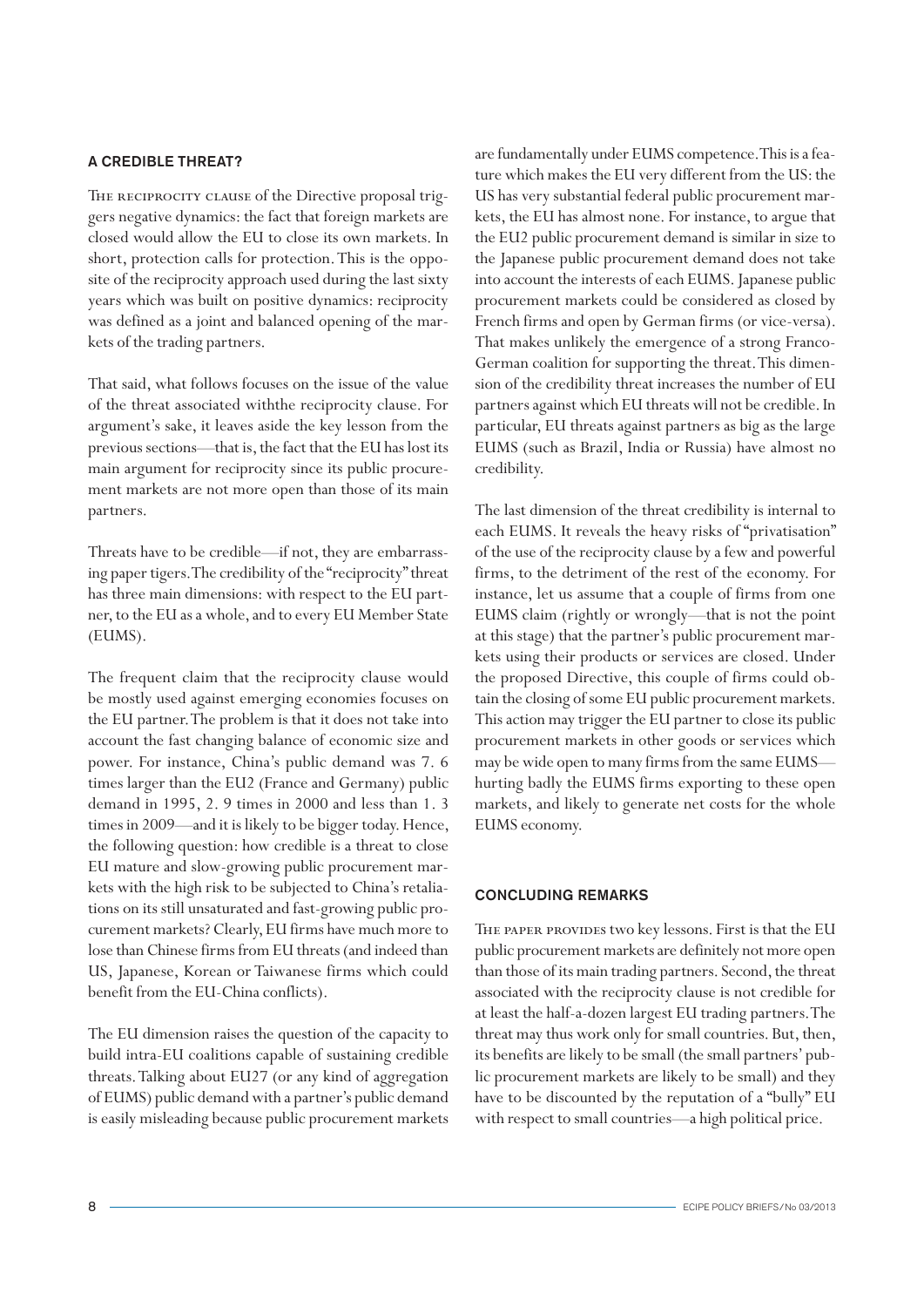## A CREDIBLE THREAT?

The reciprocity clause of the Directive proposal triggers negative dynamics: the fact that foreign markets are closed would allow the EU to close its own markets. In short, protection calls for protection. This is the opposite of the reciprocity approach used during the last sixty years which was built on positive dynamics: reciprocity was defined as a joint and balanced opening of the markets of the trading partners.

That said, what follows focuses on the issue of the value of the threat associated withthe reciprocity clause. For argument's sake, it leaves aside the key lesson from the previous sections—that is, the fact that the EU has lost its main argument for reciprocity since its public procurement markets are not more open than those of its main partners.

Threats have to be credible—if not, they are embarrassing paper tigers. The credibility of the "reciprocity" threat has three main dimensions: with respect to the EU partner, to the EU as a whole, and to every EU Member State (EUMS).

The frequent claim that the reciprocity clause would be mostly used against emerging economies focuses on the EU partner. The problem is that it does not take into account the fast changing balance of economic size and power. For instance, China's public demand was 7. 6 times larger than the EU2 (France and Germany) public demand in 1995, 2. 9 times in 2000 and less than 1. 3 times in 2009—and it is likely to be bigger today. Hence, the following question: how credible is a threat to close EU mature and slow-growing public procurement markets with the high risk to be subjected to China's retaliations on its still unsaturated and fast-growing public procurement markets? Clearly, EU firms have much more to lose than Chinese firms from EU threats (and indeed than US, Japanese, Korean or Taiwanese firms which could benefit from the EU-China conflicts).

The EU dimension raises the question of the capacity to build intra-EU coalitions capable of sustaining credible threats. Talking about EU27 (or any kind of aggregation of EUMS) public demand with a partner's public demand is easily misleading because public procurement markets are fundamentally under EUMS competence. This is a feature which makes the EU very different from the US: the US has very substantial federal public procurement markets, the EU has almost none. For instance, to argue that the EU2 public procurement demand is similar in size to the Japanese public procurement demand does not take into account the interests of each EUMS. Japanese public procurement markets could be considered as closed by French firms and open by German firms (or vice-versa). That makes unlikely the emergence of a strong Franco-German coalition for supporting the threat. This dimension of the credibility threat increases the number of EU partners against which EU threats will not be credible. In particular, EU threats against partners as big as the large EUMS (such as Brazil, India or Russia) have almost no credibility.

The last dimension of the threat credibility is internal to each EUMS. It reveals the heavy risks of "privatisation" of the use of the reciprocity clause by a few and powerful firms, to the detriment of the rest of the economy. For instance, let us assume that a couple of firms from one EUMS claim (rightly or wrongly—that is not the point at this stage) that the partner's public procurement markets using their products or services are closed. Under the proposed Directive, this couple of firms could obtain the closing of some EU public procurement markets. This action may trigger the EU partner to close its public procurement markets in other goods or services which may be wide open to many firms from the same EUMS—hurting badly the EUMS firms exporting to these open markets, and likely to generate net costs for the whole EUMS economy.

## CONCLUDING REMARKS

The paper provides two key lessons. First is that the EU public procurement markets are definitely not more open than those of its main trading partners. Second, the threat associated with the reciprocity clause is not credible for at least the half-a-dozen largest EU trading partners. The threat may thus work only for small countries. But, then, its benefits are likely to be small (the small partners' public procurement markets are likely to be small) and they have to be discounted by the reputation of a "bully" EU with respect to small countries—a high political price.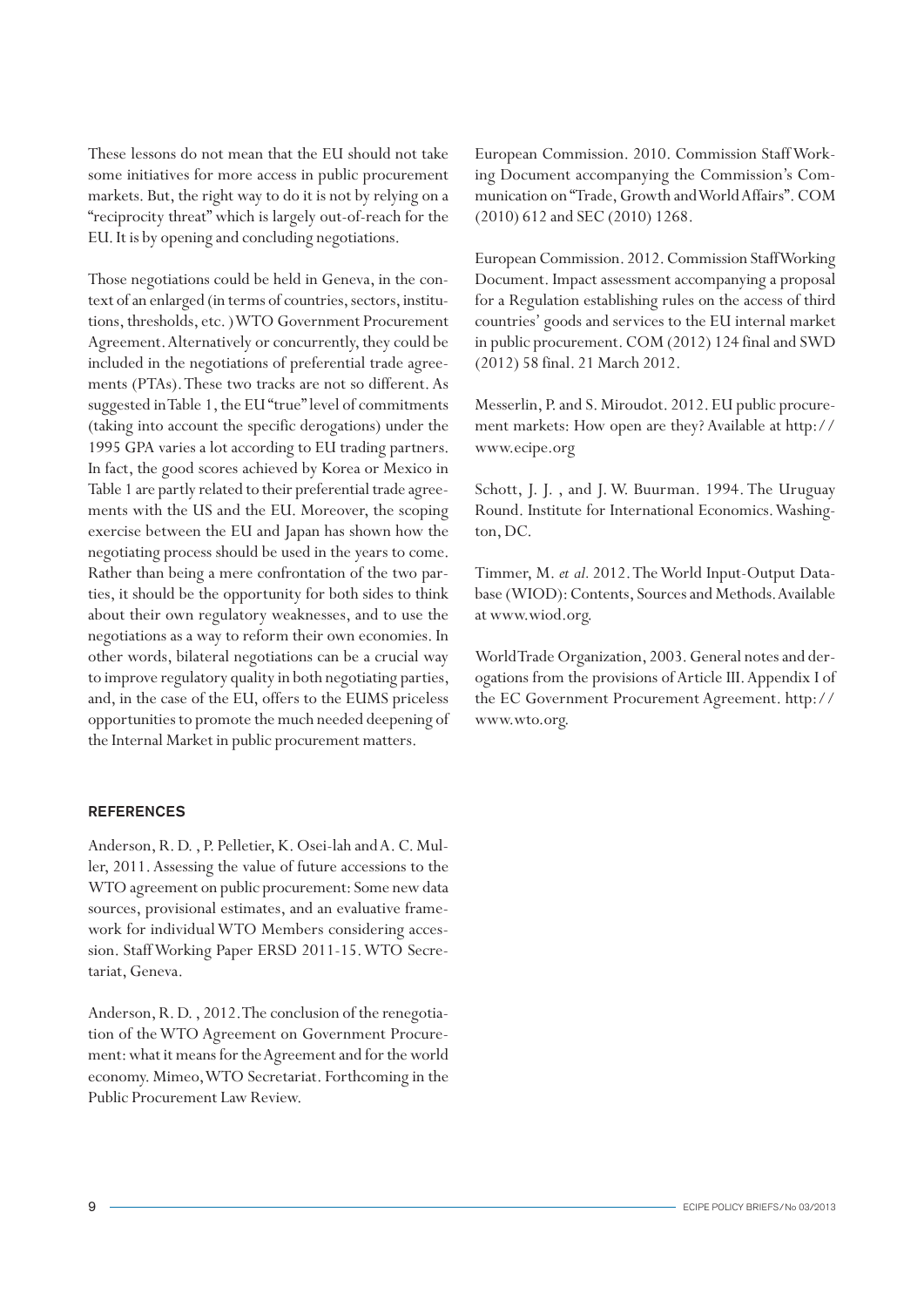These lessons do not mean that the EU should not take some initiatives for more access in public procurement markets. But, the right way to do it is not by relying on a "reciprocity threat" which is largely out-of-reach for the EU. It is by opening and concluding negotiations.

Those negotiations could be held in Geneva, in the context of an enlarged (in terms of countries, sectors, institutions, thresholds, etc. ) WTO Government Procurement Agreement. Alternatively or concurrently, they could be included in the negotiations of preferential trade agreements (PTAs). These two tracks are not so different. As suggested in Table 1, the EU "true" level of commitments (taking into account the specific derogations) under the 1995 GPA varies a lot according to EU trading partners. In fact, the good scores achieved by Korea or Mexico in Table 1 are partly related to their preferential trade agreements with the US and the EU. Moreover, the scoping exercise between the EU and Japan has shown how the negotiating process should be used in the years to come. Rather than being a mere confrontation of the two parties, it should be the opportunity for both sides to think about their own regulatory weaknesses, and to use the negotiations as a way to reform their own economies. In other words, bilateral negotiations can be a crucial way to improve regulatory quality in both negotiating parties, and, in the case of the EU, offers to the EUMS priceless opportunities to promote the much needed deepening of the Internal Market in public procurement matters.

## REFERENCES

Anderson, R. D. , P. Pelletier, K. Osei-lah and A. C. Muller, 2011. Assessing the value of future accessions to the WTO agreement on public procurement: Some new data sources, provisional estimates, and an evaluative framework for individual WTO Members considering accession. Staff Working Paper ERSD 2011-15. WTO Secretariat, Geneva.

Anderson, R. D. , 2012. The conclusion of the renegotiation of the WTO Agreement on Government Procurement: what it means for the Agreement and for the world economy. Mimeo, WTO Secretariat. Forthcoming in the Public Procurement Law Review.

European Commission. 2010. Commission Staff Working Document accompanying the Commission's Communication on "Trade, Growth and World Affairs". COM (2010) 612 and SEC (2010) 1268.

European Commission. 2012. Commission Staff Working Document. Impact assessment accompanying a proposal for a Regulation establishing rules on the access of third countries' goods and services to the EU internal market in public procurement. COM (2012) 124 final and SWD (2012) 58 final. 21 March 2012.

Messerlin, P. and S. Miroudot. 2012. EU public procurement markets: How open are they? Available at http://www.ecipe.org

Schott, J. J. , and J. W. Buurman. 1994. The Uruguay Round. Institute for International Economics. Washington, DC.

Timmer, M. *et al.* 2012. The World Input-Output Database (WIOD): Contents, Sources and Methods. Available at www.wiod.org.

World Trade Organization, 2003. General notes and derogations from the provisions of Article III. Appendix I of the EC Government Procurement Agreement. http://www.wto.org.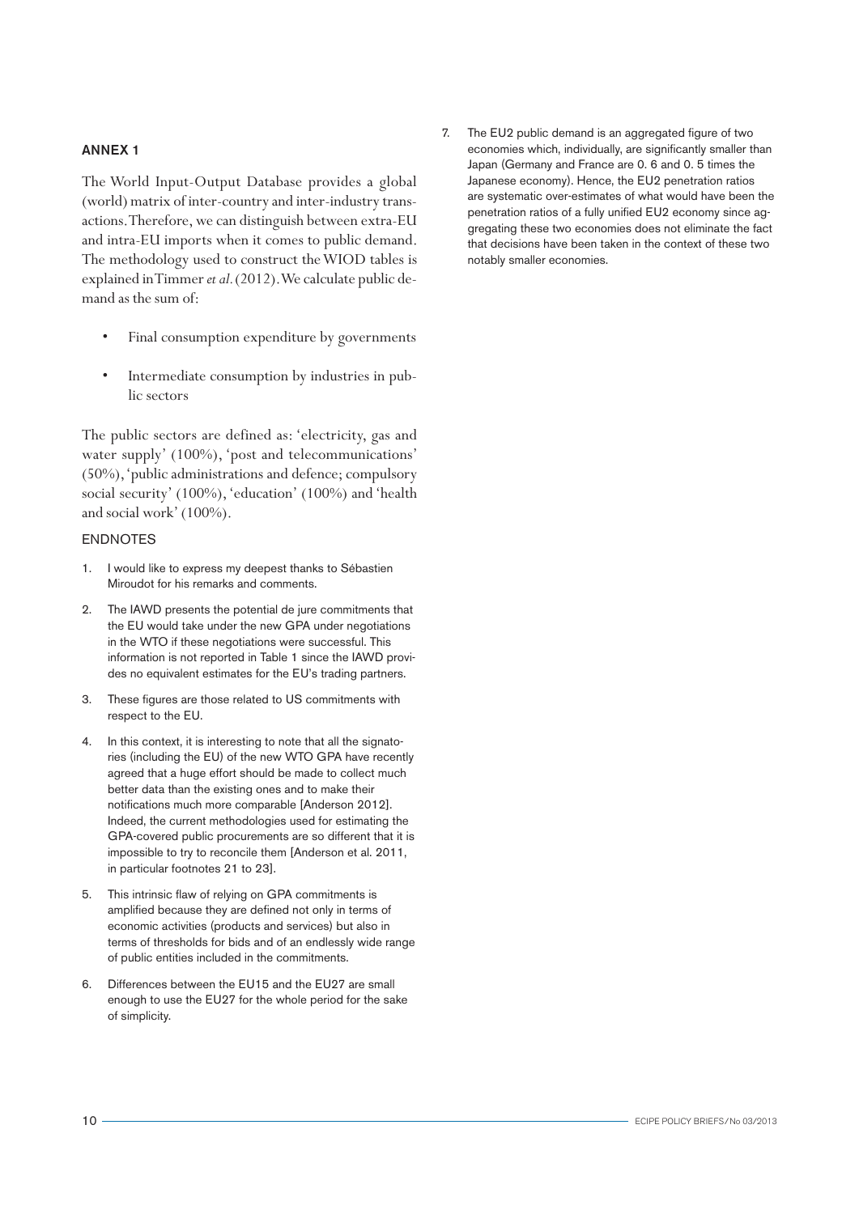## ANNEX 1

The World Input-Output Database provides a global (world) matrix of inter-country and inter-industry transactions. Therefore, we can distinguish between extra-EU and intra-EU imports when it comes to public demand. The methodology used to construct the WIOD tables is explained in Timmer *et al.* (2012). We calculate public demand as the sum of:

- Final consumption expenditure by governments
- Intermediate consumption by industries in public sectors

The public sectors are defined as: 'electricity, gas and water supply' (100%), 'post and telecommunications' (50%), 'public administrations and defence; compulsory social security' (100%), 'education' (100%) and 'health and social work' (100%).

## ENDNOTES

1. I would like to express my deepest thanks to Sébastien Miroudot for his remarks and comments.
2. The IAWD presents the potential de jure commitments that the EU would take under the new GPA under negotiations in the WTO if these negotiations were successful. This information is not reported in Table 1 since the IAWD provides no equivalent estimates for the EU's trading partners.
3. These figures are those related to US commitments with respect to the EU.
4. In this context, it is interesting to note that all the signatories (including the EU) of the new WTO GPA have recently agreed that a huge effort should be made to collect much better data than the existing ones and to make their notifications much more comparable [Anderson 2012]. Indeed, the current methodologies used for estimating the GPA-covered public procurements are so different that it is impossible to try to reconcile them [Anderson et al. 2011, in particular footnotes 21 to 23].
5. This intrinsic flaw of relying on GPA commitments is amplified because they are defined not only in terms of economic activities (products and services) but also in terms of thresholds for bids and of an endlessly wide range of public entities included in the commitments.
6. Differences between the EU15 and the EU27 are small enough to use the EU27 for the whole period for the sake of simplicity.
7. The EU2 public demand is an aggregated figure of two economies which, individually, are significantly smaller than Japan (Germany and France are 0. 6 and 0. 5 times the Japanese economy). Hence, the EU2 penetration ratios are systematic over-estimates of what would have been the penetration ratios of a fully unified EU2 economy since aggregating these two economies does not eliminate the fact that decisions have been taken in the context of these two notably smaller economies.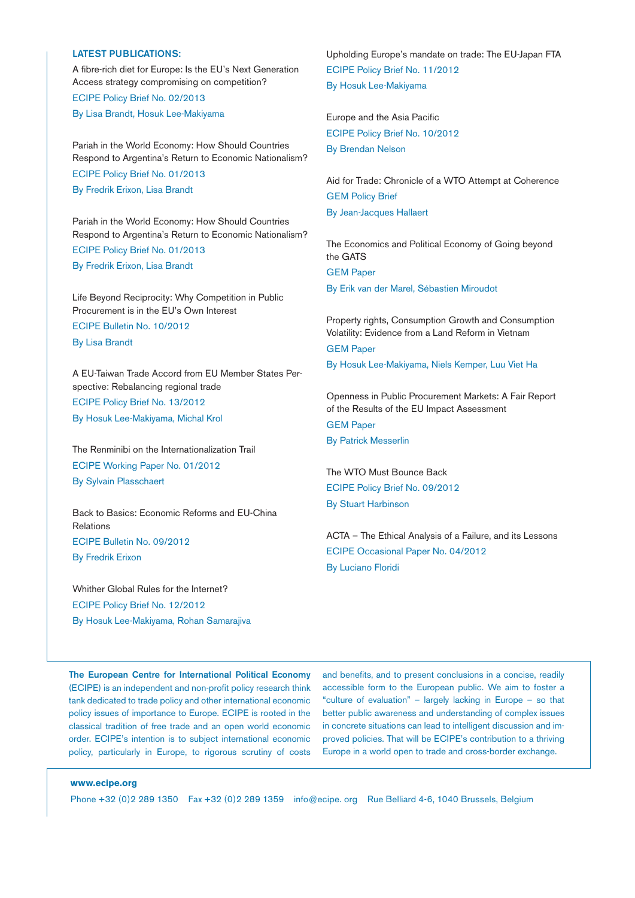**LATEST PUBLICATIONS:**

A fibre-rich diet for Europe: Is the EU's Next Generation Access strategy compromising on competition?
ECIPE Policy Brief No. 02/2013
By Lisa Brandt, Hosuk Lee-Makiyama

Pariah in the World Economy: How Should Countries Respond to Argentina's Return to Economic Nationalism?
ECIPE Policy Brief No. 01/2013
By Fredrik Erixon, Lisa Brandt

Pariah in the World Economy: How Should Countries Respond to Argentina's Return to Economic Nationalism?
ECIPE Policy Brief No. 01/2013
By Fredrik Erixon, Lisa Brandt

Life Beyond Reciprocity: Why Competition in Public Procurement is in the EU's Own Interest
ECIPE Bulletin No. 10/2012
By Lisa Brandt

A EU-Taiwan Trade Accord from EU Member States Perspective: Rebalancing regional trade
ECIPE Policy Brief No. 13/2012
By Hosuk Lee-Makiyama, Michal Krol

The Renminibi on the Internationalization Trail
ECIPE Working Paper No. 01/2012
By Sylvain Plasschaert

Back to Basics: Economic Reforms and EU-China Relations
ECIPE Bulletin No. 09/2012
By Fredrik Erixon

Whither Global Rules for the Internet?
ECIPE Policy Brief No. 12/2012
By Hosuk Lee-Makiyama, Rohan Samarajiva

Upholding Europe's mandate on trade: The EU-Japan FTA
ECIPE Policy Brief No. 11/2012
By Hosuk Lee-Makiyama

Europe and the Asia Pacific
ECIPE Policy Brief No. 10/2012
By Brendan Nelson

Aid for Trade: Chronicle of a WTO Attempt at Coherence
GEM Policy Brief
By Jean-Jacques Hallaert

The Economics and Political Economy of Going beyond the GATS
GEM Paper
By Erik van der Marel, Sébastien Miroudot

Property rights, Consumption Growth and Consumption Volatility: Evidence from a Land Reform in Vietnam
GEM Paper
By Hosuk Lee-Makiyama, Niels Kemper, Luu Viet Ha

Openness in Public Procurement Markets: A Fair Report of the Results of the EU Impact Assessment
GEM Paper
By Patrick Messerlin

The WTO Must Bounce Back
ECIPE Policy Brief No. 09/2012
By Stuart Harbinson

ACTA – The Ethical Analysis of a Failure, and its Lessons
ECIPE Occasional Paper No. 04/2012
By Luciano Floridi

**The European Centre for International Political Economy** (ECIPE) is an independent and non-profit policy research think tank dedicated to trade policy and other international economic policy issues of importance to Europe. ECIPE is rooted in the classical tradition of free trade and an open world economic order. ECIPE's intention is to subject international economic policy, particularly in Europe, to rigorous scrutiny of costs and benefits, and to present conclusions in a concise, readily accessible form to the European public. We aim to foster a "culture of evaluation" – largely lacking in Europe – so that better public awareness and understanding of complex issues in concrete situations can lead to intelligent discussion and improved policies. That will be ECIPE's contribution to a thriving Europe in a world open to trade and cross-border exchange.

**www.ecipe.org**

Phone +32 (0)2 289 1350 Fax +32 (0)2 289 1359 info@ecipe. org Rue Belliard 4-6, 1040 Brussels, Belgium